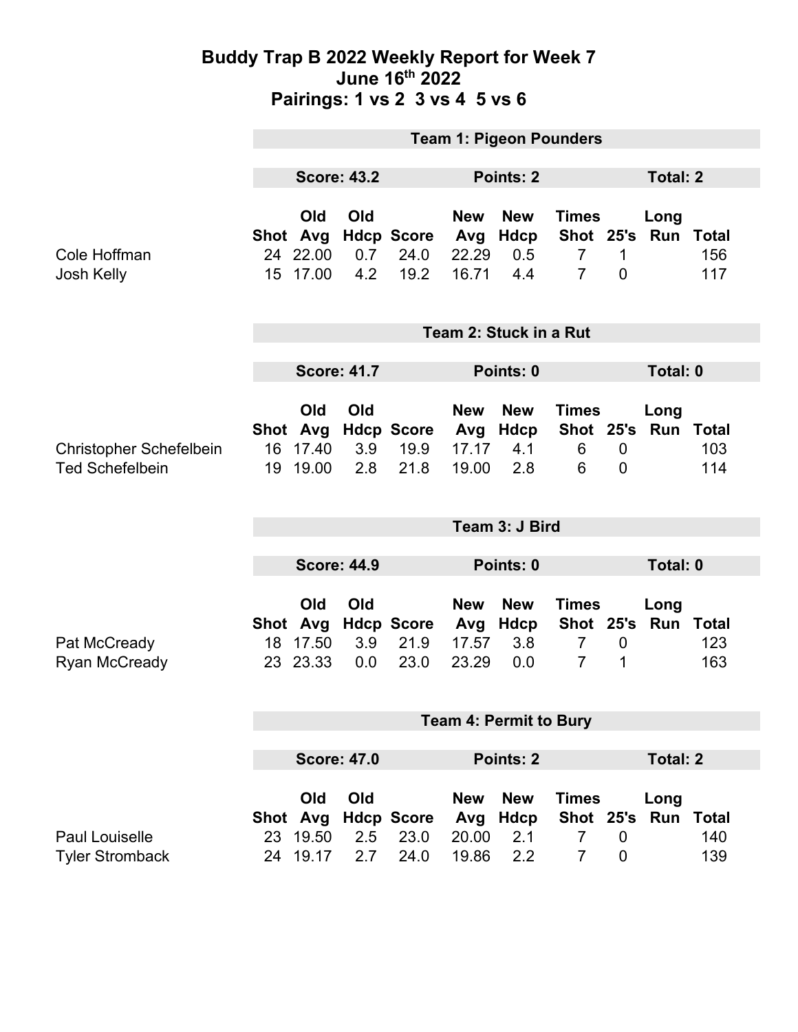# Buddy Trap B 2022 Weekly Report for Week 7
## June 16th 2022
## Pairings: 1 vs 2  3 vs 4  5 vs 6

### Team 1: Pigeon Pounders

**Score: 43.2** | **Points: 2** | **Total: 2**

| | Shot | Old Avg | Old Hdcp | Score | New Avg | New Hdcp | Times Shot | 25's | Long Run | Total |
|---|---|---|---|---|---|---|---|---|---|---|
| Cole Hoffman | 24 | 22.00 | 0.7 | 24.0 | 22.29 | 0.5 | 7 | 1 | | 156 |
| Josh Kelly | 15 | 17.00 | 4.2 | 19.2 | 16.71 | 4.4 | 7 | 0 | | 117 |

### Team 2: Stuck in a Rut

**Score: 41.7** | **Points: 0** | **Total: 0**

| | Shot | Old Avg | Old Hdcp | Score | New Avg | New Hdcp | Times Shot | 25's | Long Run | Total |
|---|---|---|---|---|---|---|---|---|---|---|
| Christopher Schefelbein | 16 | 17.40 | 3.9 | 19.9 | 17.17 | 4.1 | 6 | 0 | | 103 |
| Ted Schefelbein | 19 | 19.00 | 2.8 | 21.8 | 19.00 | 2.8 | 6 | 0 | | 114 |

### Team 3: J Bird

**Score: 44.9** | **Points: 0** | **Total: 0**

| | Shot | Old Avg | Old Hdcp | Score | New Avg | New Hdcp | Times Shot | 25's | Long Run | Total |
|---|---|---|---|---|---|---|---|---|---|---|
| Pat McCready | 18 | 17.50 | 3.9 | 21.9 | 17.57 | 3.8 | 7 | 0 | | 123 |
| Ryan McCready | 23 | 23.33 | 0.0 | 23.0 | 23.29 | 0.0 | 7 | 1 | | 163 |

### Team 4: Permit to Bury

**Score: 47.0** | **Points: 2** | **Total: 2**

| | Shot | Old Avg | Old Hdcp | Score | New Avg | New Hdcp | Times Shot | 25's | Long Run | Total |
|---|---|---|---|---|---|---|---|---|---|---|
| Paul Louiselle | 23 | 19.50 | 2.5 | 23.0 | 20.00 | 2.1 | 7 | 0 | | 140 |
| Tyler Stromback | 24 | 19.17 | 2.7 | 24.0 | 19.86 | 2.2 | 7 | 0 | | 139 |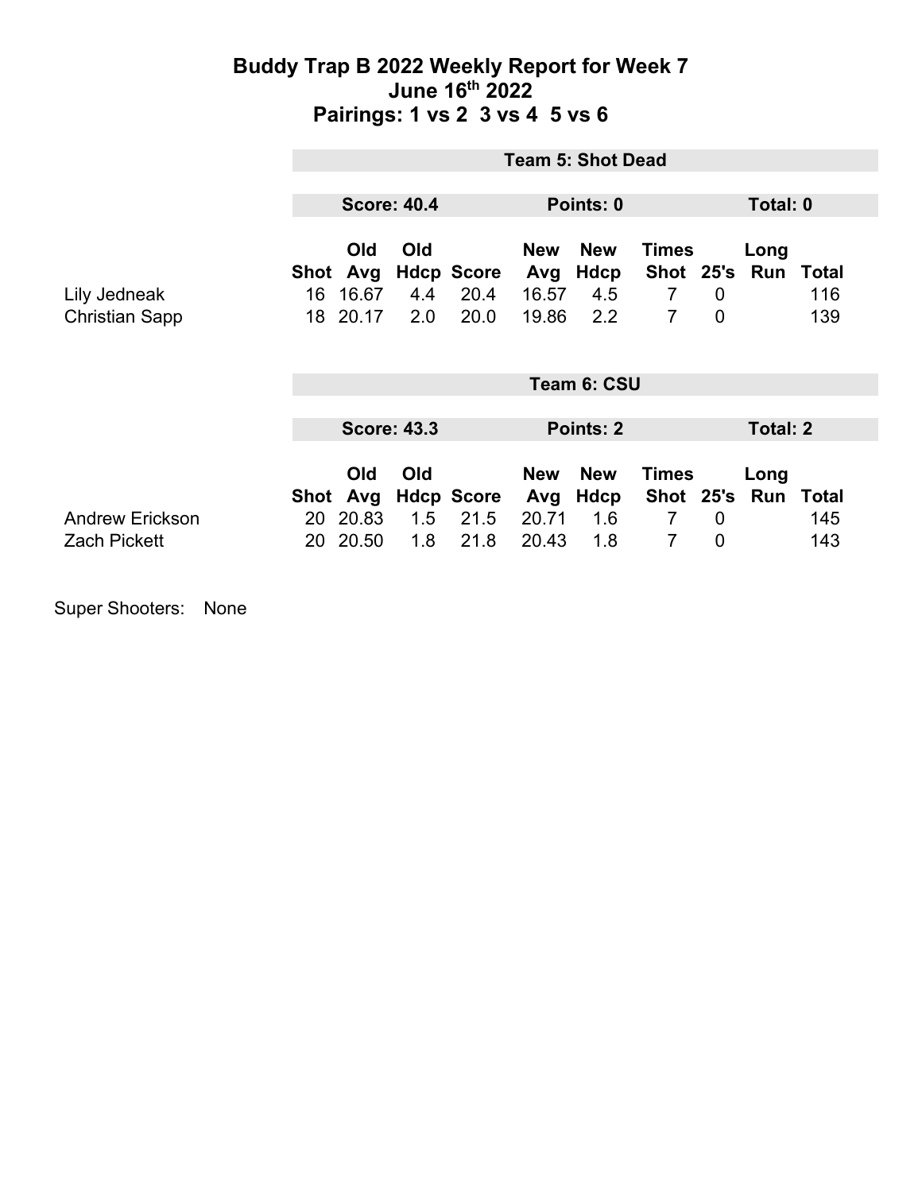# Buddy Trap B 2022 Weekly Report for Week 7
## June 16th 2022
## Pairings: 1 vs 2  3 vs 4  5 vs 6

### Team 5: Shot Dead

**Score: 40.4** | **Points: 0** | **Total: 0**

| | Shot | Old Avg | Old Hdcp | Score | New Avg | New Hdcp | Times Shot | 25's | Long Run | Total |
|---|---|---|---|---|---|---|---|---|---|---|
| Lily Jedneak | 16 | 16.67 | 4.4 | 20.4 | 16.57 | 4.5 | 7 | 0 | | 116 |
| Christian Sapp | 18 | 20.17 | 2.0 | 20.0 | 19.86 | 2.2 | 7 | 0 | | 139 |

### Team 6: CSU

**Score: 43.3** | **Points: 2** | **Total: 2**

| | Shot | Old Avg | Old Hdcp | Score | New Avg | New Hdcp | Times Shot | 25's | Long Run | Total |
|---|---|---|---|---|---|---|---|---|---|---|
| Andrew Erickson | 20 | 20.83 | 1.5 | 21.5 | 20.71 | 1.6 | 7 | 0 | | 145 |
| Zach Pickett | 20 | 20.50 | 1.8 | 21.8 | 20.43 | 1.8 | 7 | 0 | | 143 |

Super Shooters: None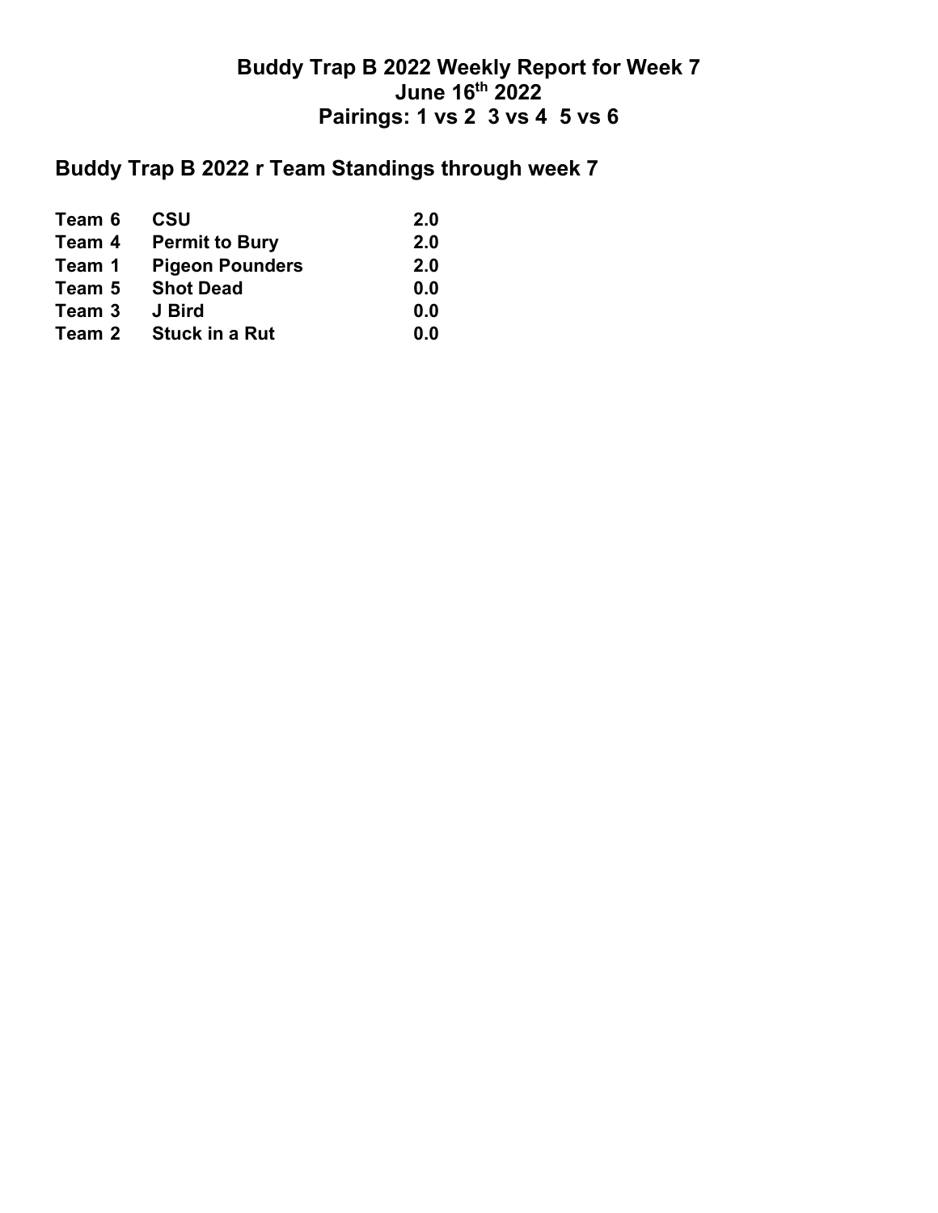# Buddy Trap B 2022 Weekly Report for Week 7
# June 16th 2022
# Pairings: 1 vs 2  3 vs 4  5 vs 6

## Buddy Trap B 2022 r Team Standings through week 7

| Team | Name | Points |
|---|---|---|
| Team 6 | CSU | 2.0 |
| Team 4 | Permit to Bury | 2.0 |
| Team 1 | Pigeon Pounders | 2.0 |
| Team 5 | Shot Dead | 0.0 |
| Team 3 | J Bird | 0.0 |
| Team 2 | Stuck in a Rut | 0.0 |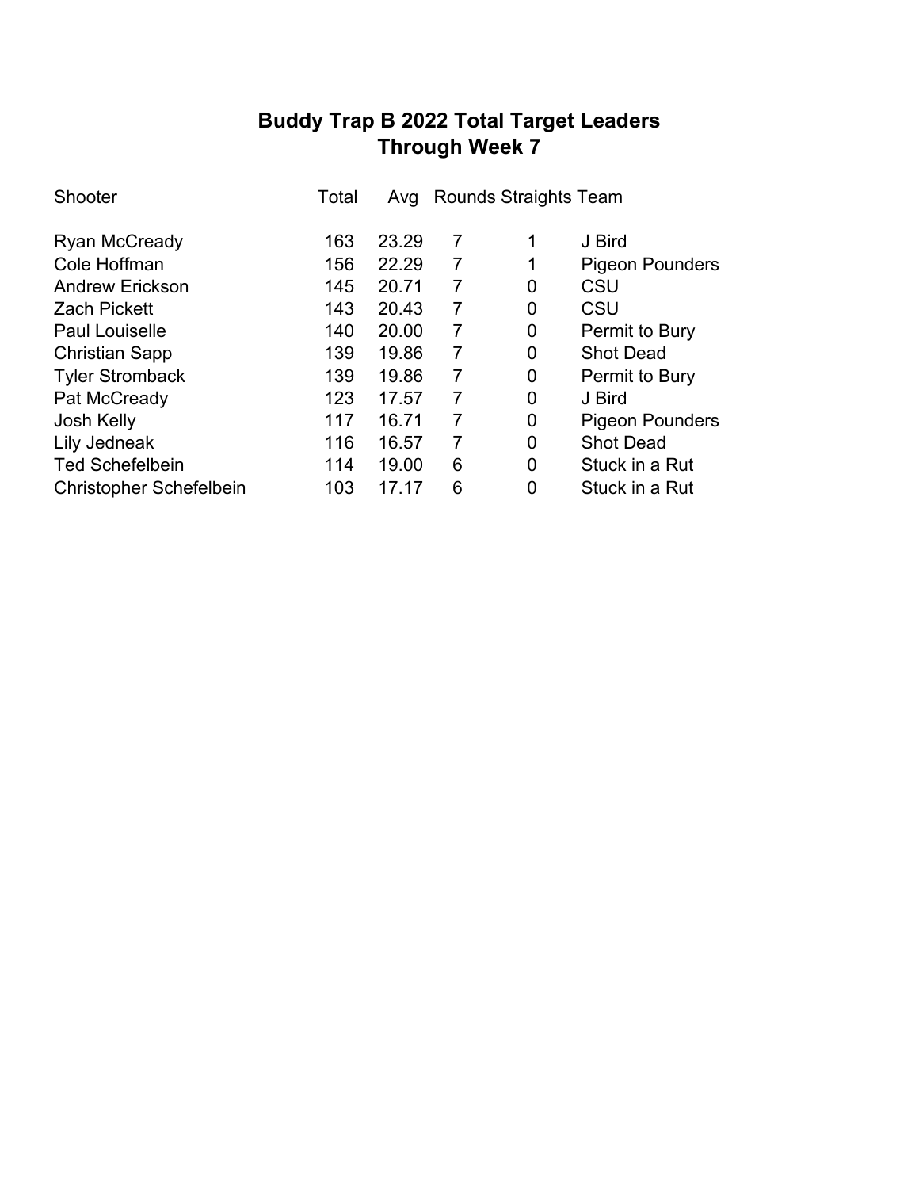# Buddy Trap B 2022 Total Target Leaders
## Through Week 7

| Shooter | Total | Avg | Rounds | Straights | Team |
|---|---|---|---|---|---|
| Ryan McCready | 163 | 23.29 | 7 | 1 | J Bird |
| Cole Hoffman | 156 | 22.29 | 7 | 1 | Pigeon Pounders |
| Andrew Erickson | 145 | 20.71 | 7 | 0 | CSU |
| Zach Pickett | 143 | 20.43 | 7 | 0 | CSU |
| Paul Louiselle | 140 | 20.00 | 7 | 0 | Permit to Bury |
| Christian Sapp | 139 | 19.86 | 7 | 0 | Shot Dead |
| Tyler Stromback | 139 | 19.86 | 7 | 0 | Permit to Bury |
| Pat McCready | 123 | 17.57 | 7 | 0 | J Bird |
| Josh Kelly | 117 | 16.71 | 7 | 0 | Pigeon Pounders |
| Lily Jedneak | 116 | 16.57 | 7 | 0 | Shot Dead |
| Ted Schefelbein | 114 | 19.00 | 6 | 0 | Stuck in a Rut |
| Christopher Schefelbein | 103 | 17.17 | 6 | 0 | Stuck in a Rut |